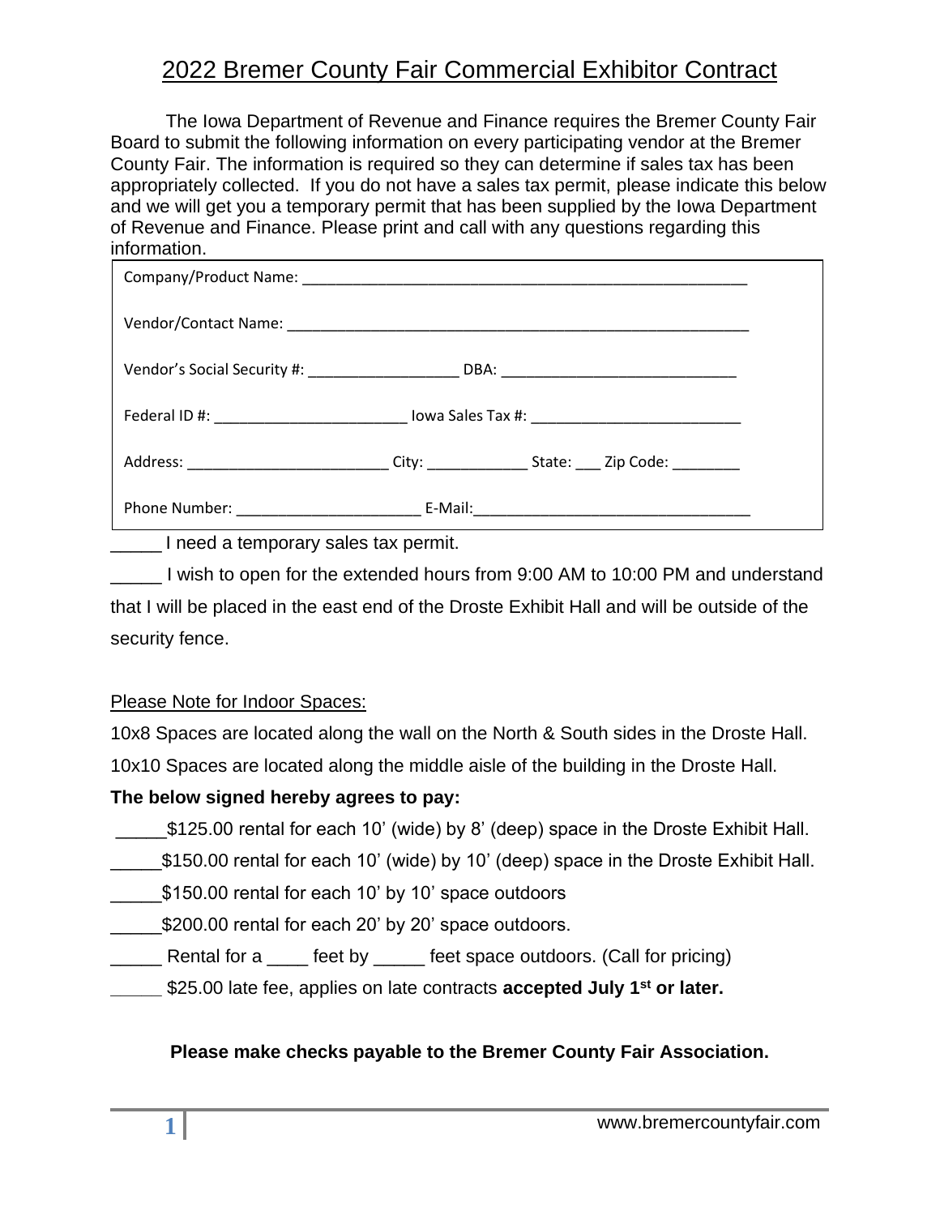# 2022 Bremer County Fair Commercial Exhibitor Contract

The Iowa Department of Revenue and Finance requires the Bremer County Fair Board to submit the following information on every participating vendor at the Bremer County Fair. The information is required so they can determine if sales tax has been appropriately collected. If you do not have a sales tax permit, please indicate this below and we will get you a temporary permit that has been supplied by the Iowa Department of Revenue and Finance. Please print and call with any questions regarding this information.

Company/Product Name: ____________________________________________________

Vendor/Contact Name: _____________________________________________________

Vendor's Social Security #: _________________ DBA: ___________________________

Federal ID #: ______________________ Iowa Sales Tax #: ________________________

Address: _______________________ City: ___________ State: ___ Zip Code: ________

Phone Number: _____________________ E-Mail:________________________________

_____ I need a temporary sales tax permit.

_____ I wish to open for the extended hours from 9:00 AM to 10:00 PM and understand that I will be placed in the east end of the Droste Exhibit Hall and will be outside of the security fence.

Please Note for Indoor Spaces:

10x8 Spaces are located along the wall on the North & South sides in the Droste Hall.

10x10 Spaces are located along the middle aisle of the building in the Droste Hall.

**The below signed hereby agrees to pay:**

_____$125.00 rental for each 10' (wide) by 8' (deep) space in the Droste Exhibit Hall.

_____$150.00 rental for each 10' (wide) by 10' (deep) space in the Droste Exhibit Hall.

_____$150.00 rental for each 10' by 10' space outdoors

_____$200.00 rental for each 20' by 20' space outdoors.

_____ Rental for a ____ feet by _____ feet space outdoors. (Call for pricing)

_____ $25.00 late fee, applies on late contracts **accepted July 1st or later.**

**Please make checks payable to the Bremer County Fair Association.**

www.bremercountyfair.com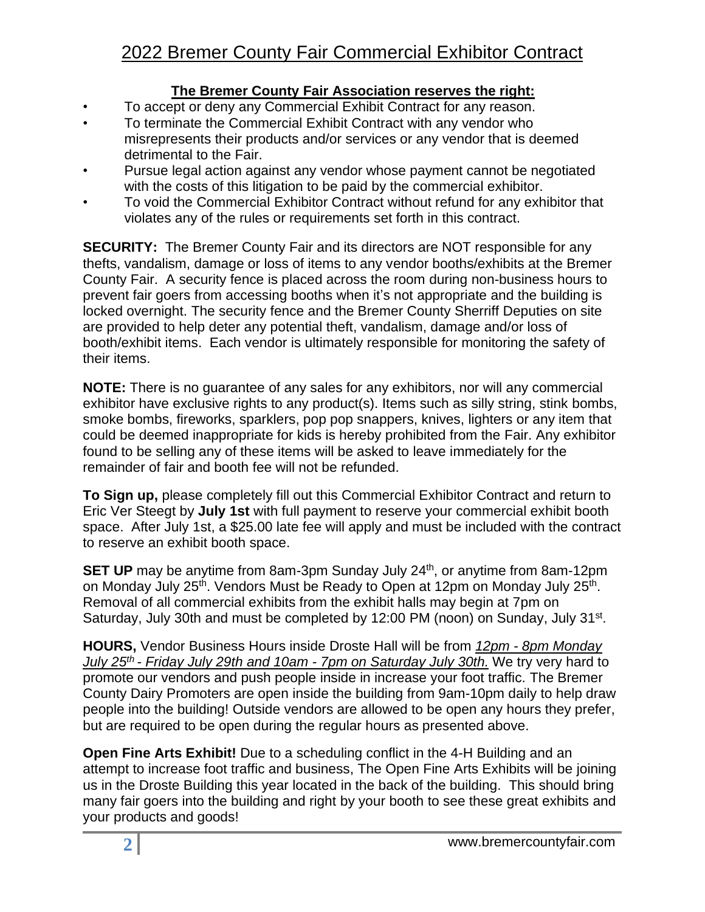# 2022 Bremer County Fair Commercial Exhibitor Contract

**The Bremer County Fair Association reserves the right:**

- To accept or deny any Commercial Exhibit Contract for any reason.
- To terminate the Commercial Exhibit Contract with any vendor who misrepresents their products and/or services or any vendor that is deemed detrimental to the Fair.
- Pursue legal action against any vendor whose payment cannot be negotiated with the costs of this litigation to be paid by the commercial exhibitor.
- To void the Commercial Exhibitor Contract without refund for any exhibitor that violates any of the rules or requirements set forth in this contract.

**SECURITY:** The Bremer County Fair and its directors are NOT responsible for any thefts, vandalism, damage or loss of items to any vendor booths/exhibits at the Bremer County Fair. A security fence is placed across the room during non-business hours to prevent fair goers from accessing booths when it's not appropriate and the building is locked overnight. The security fence and the Bremer County Sherriff Deputies on site are provided to help deter any potential theft, vandalism, damage and/or loss of booth/exhibit items. Each vendor is ultimately responsible for monitoring the safety of their items.

**NOTE:** There is no guarantee of any sales for any exhibitors, nor will any commercial exhibitor have exclusive rights to any product(s). Items such as silly string, stink bombs, smoke bombs, fireworks, sparklers, pop pop snappers, knives, lighters or any item that could be deemed inappropriate for kids is hereby prohibited from the Fair. Any exhibitor found to be selling any of these items will be asked to leave immediately for the remainder of fair and booth fee will not be refunded.

**To Sign up,** please completely fill out this Commercial Exhibitor Contract and return to Eric Ver Steegt by **July 1st** with full payment to reserve your commercial exhibit booth space. After July 1st, a $25.00 late fee will apply and must be included with the contract to reserve an exhibit booth space.

**SET UP** may be anytime from 8am-3pm Sunday July 24th, or anytime from 8am-12pm on Monday July 25th. Vendors Must be Ready to Open at 12pm on Monday July 25th. Removal of all commercial exhibits from the exhibit halls may begin at 7pm on Saturday, July 30th and must be completed by 12:00 PM (noon) on Sunday, July 31st.

**HOURS,** Vendor Business Hours inside Droste Hall will be from *12pm - 8pm Monday July 25th - Friday July 29th and 10am - 7pm on Saturday July 30th.* We try very hard to promote our vendors and push people inside in increase your foot traffic. The Bremer County Dairy Promoters are open inside the building from 9am-10pm daily to help draw people into the building! Outside vendors are allowed to be open any hours they prefer, but are required to be open during the regular hours as presented above.

**Open Fine Arts Exhibit!** Due to a scheduling conflict in the 4-H Building and an attempt to increase foot traffic and business, The Open Fine Arts Exhibits will be joining us in the Droste Building this year located in the back of the building. This should bring many fair goers into the building and right by your booth to see these great exhibits and your products and goods!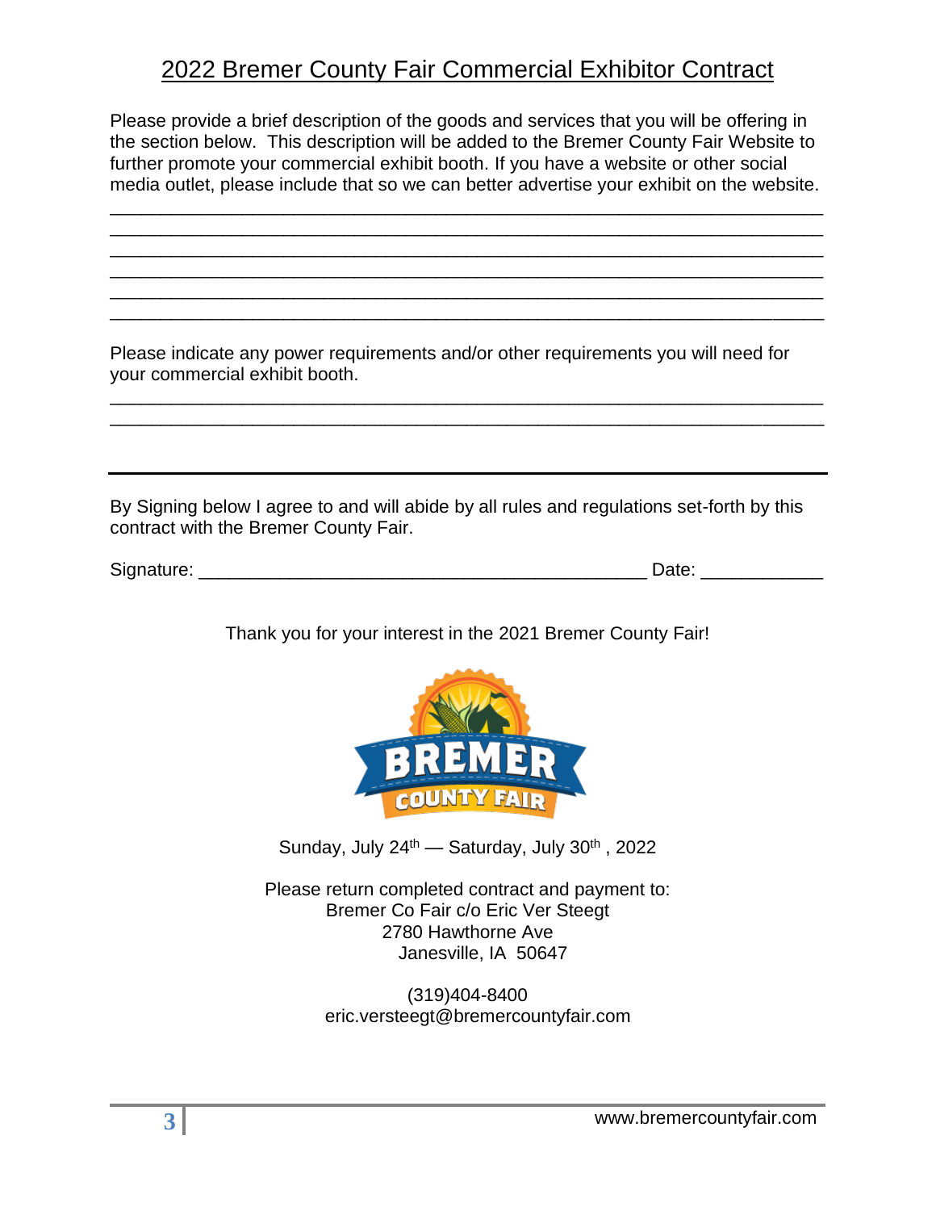# 2022 Bremer County Fair Commercial Exhibitor Contract

Please provide a brief description of the goods and services that you will be offering in the section below. This description will be added to the Bremer County Fair Website to further promote your commercial exhibit booth. If you have a website or other social media outlet, please include that so we can better advertise your exhibit on the website.

\_\_\_\_\_\_\_\_\_\_\_\_\_\_\_\_\_\_\_\_\_\_\_\_\_\_\_\_\_\_\_\_\_\_\_\_\_\_\_\_\_\_\_\_\_\_\_\_\_\_\_\_\_\_\_\_\_\_\_\_\_\_\_\_\_\_\_\_\_\_

\_\_\_\_\_\_\_\_\_\_\_\_\_\_\_\_\_\_\_\_\_\_\_\_\_\_\_\_\_\_\_\_\_\_\_\_\_\_\_\_\_\_\_\_\_\_\_\_\_\_\_\_\_\_\_\_\_\_\_\_\_\_\_\_\_\_\_\_\_\_

\_\_\_\_\_\_\_\_\_\_\_\_\_\_\_\_\_\_\_\_\_\_\_\_\_\_\_\_\_\_\_\_\_\_\_\_\_\_\_\_\_\_\_\_\_\_\_\_\_\_\_\_\_\_\_\_\_\_\_\_\_\_\_\_\_\_\_\_\_\_

\_\_\_\_\_\_\_\_\_\_\_\_\_\_\_\_\_\_\_\_\_\_\_\_\_\_\_\_\_\_\_\_\_\_\_\_\_\_\_\_\_\_\_\_\_\_\_\_\_\_\_\_\_\_\_\_\_\_\_\_\_\_\_\_\_\_\_\_\_\_

\_\_\_\_\_\_\_\_\_\_\_\_\_\_\_\_\_\_\_\_\_\_\_\_\_\_\_\_\_\_\_\_\_\_\_\_\_\_\_\_\_\_\_\_\_\_\_\_\_\_\_\_\_\_\_\_\_\_\_\_\_\_\_\_\_\_\_\_\_\_

\_\_\_\_\_\_\_\_\_\_\_\_\_\_\_\_\_\_\_\_\_\_\_\_\_\_\_\_\_\_\_\_\_\_\_\_\_\_\_\_\_\_\_\_\_\_\_\_\_\_\_\_\_\_\_\_\_\_\_\_\_\_\_\_\_\_\_\_\_\_

Please indicate any power requirements and/or other requirements you will need for your commercial exhibit booth.

\_\_\_\_\_\_\_\_\_\_\_\_\_\_\_\_\_\_\_\_\_\_\_\_\_\_\_\_\_\_\_\_\_\_\_\_\_\_\_\_\_\_\_\_\_\_\_\_\_\_\_\_\_\_\_\_\_\_\_\_\_\_\_\_\_\_\_\_\_\_

\_\_\_\_\_\_\_\_\_\_\_\_\_\_\_\_\_\_\_\_\_\_\_\_\_\_\_\_\_\_\_\_\_\_\_\_\_\_\_\_\_\_\_\_\_\_\_\_\_\_\_\_\_\_\_\_\_\_\_\_\_\_\_\_\_\_\_\_\_\_

---

By Signing below I agree to and will abide by all rules and regulations set-forth by this contract with the Bremer County Fair.

Signature: \_\_\_\_\_\_\_\_\_\_\_\_\_\_\_\_\_\_\_\_\_\_\_\_\_\_\_\_\_\_\_\_\_\_\_\_\_\_\_\_\_\_\_\_ Date: \_\_\_\_\_\_\_\_\_\_\_\_

Thank you for your interest in the 2021 Bremer County Fair!

Sunday, July 24th — Saturday, July 30th , 2022

Please return completed contract and payment to:
Bremer Co Fair c/o Eric Ver Steegt
2780 Hawthorne Ave
Janesville, IA 50647

(319)404-8400
eric.versteegt@bremercountyfair.com

www.bremercountyfair.com